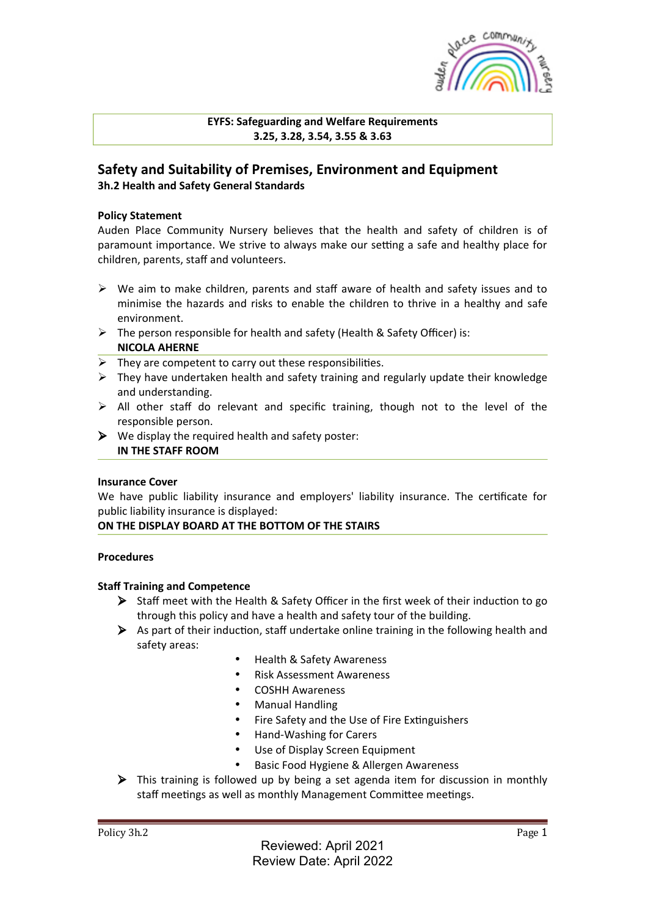**EYFS: Safeguarding and Welfare Requirements**
**3.25, 3.28, 3.54, 3.55 & 3.63**

## Safety and Suitability of Premises, Environment and Equipment

### 3h.2 Health and Safety General Standards

**Policy Statement**

Auden Place Community Nursery believes that the health and safety of children is of paramount importance. We strive to always make our setting a safe and healthy place for children, parents, staff and volunteers.

- We aim to make children, parents and staff aware of health and safety issues and to minimise the hazards and risks to enable the children to thrive in a healthy and safe environment.
- The person responsible for health and safety (Health & Safety Officer) is:
  **NICOLA AHERNE**
- They are competent to carry out these responsibilities.
- They have undertaken health and safety training and regularly update their knowledge and understanding.
- All other staff do relevant and specific training, though not to the level of the responsible person.
- We display the required health and safety poster:
  **IN THE STAFF ROOM**

**Insurance Cover**

We have public liability insurance and employers' liability insurance. The certificate for public liability insurance is displayed:
**ON THE DISPLAY BOARD AT THE BOTTOM OF THE STAIRS**

**Procedures**

**Staff Training and Competence**

- Staff meet with the Health & Safety Officer in the first week of their induction to go through this policy and have a health and safety tour of the building.
- As part of their induction, staff undertake online training in the following health and safety areas:
  - Health & Safety Awareness
  - Risk Assessment Awareness
  - COSHH Awareness
  - Manual Handling
  - Fire Safety and the Use of Fire Extinguishers
  - Hand-Washing for Carers
  - Use of Display Screen Equipment
  - Basic Food Hygiene & Allergen Awareness
- This training is followed up by being a set agenda item for discussion in monthly staff meetings as well as monthly Management Committee meetings.

Reviewed: April 2021
Review Date: April 2022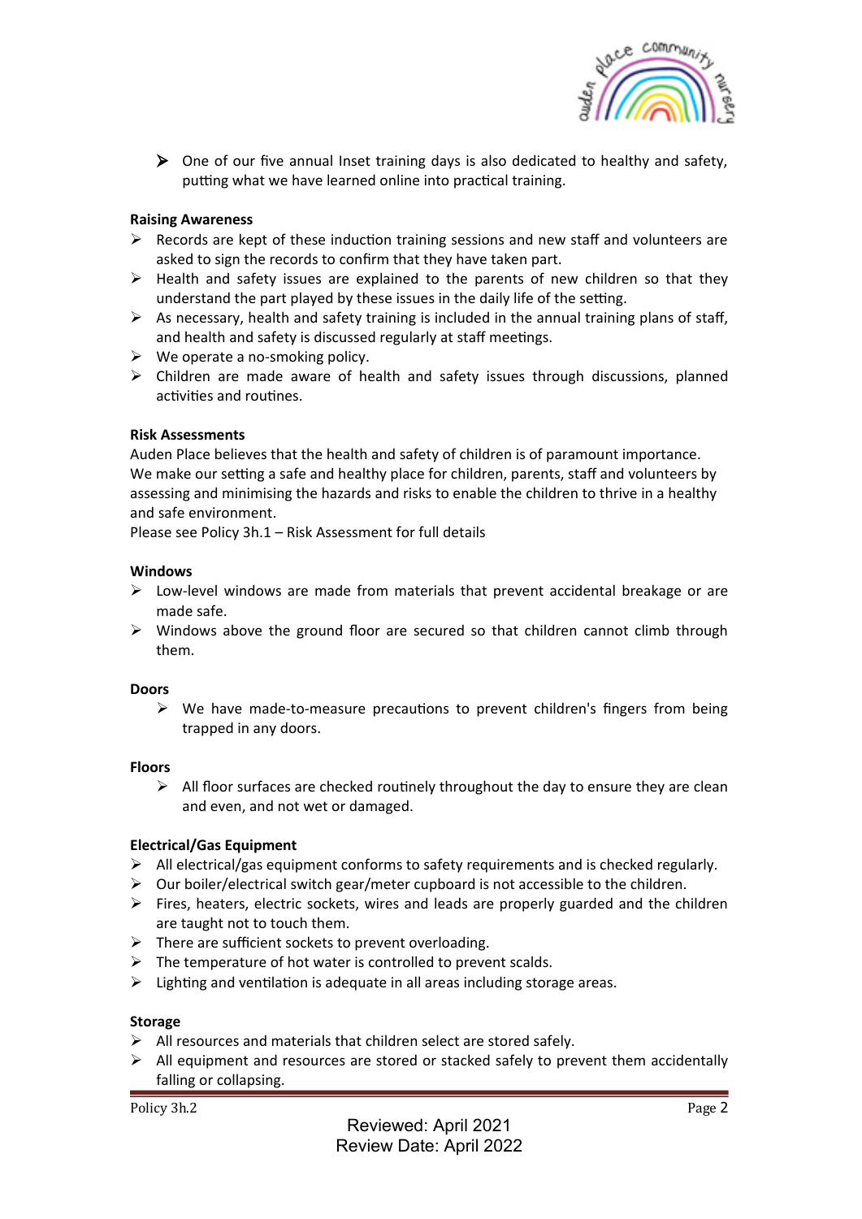- One of our five annual Inset training days is also dedicated to healthy and safety, putting what we have learned online into practical training.

**Raising Awareness**

- Records are kept of these induction training sessions and new staff and volunteers are asked to sign the records to confirm that they have taken part.
- Health and safety issues are explained to the parents of new children so that they understand the part played by these issues in the daily life of the setting.
- As necessary, health and safety training is included in the annual training plans of staff, and health and safety is discussed regularly at staff meetings.
- We operate a no-smoking policy.
- Children are made aware of health and safety issues through discussions, planned activities and routines.

**Risk Assessments**

Auden Place believes that the health and safety of children is of paramount importance. We make our setting a safe and healthy place for children, parents, staff and volunteers by assessing and minimising the hazards and risks to enable the children to thrive in a healthy and safe environment.
Please see Policy 3h.1 – Risk Assessment for full details

**Windows**

- Low-level windows are made from materials that prevent accidental breakage or are made safe.
- Windows above the ground floor are secured so that children cannot climb through them.

**Doors**

- We have made-to-measure precautions to prevent children's fingers from being trapped in any doors.

**Floors**

- All floor surfaces are checked routinely throughout the day to ensure they are clean and even, and not wet or damaged.

**Electrical/Gas Equipment**

- All electrical/gas equipment conforms to safety requirements and is checked regularly.
- Our boiler/electrical switch gear/meter cupboard is not accessible to the children.
- Fires, heaters, electric sockets, wires and leads are properly guarded and the children are taught not to touch them.
- There are sufficient sockets to prevent overloading.
- The temperature of hot water is controlled to prevent scalds.
- Lighting and ventilation is adequate in all areas including storage areas.

**Storage**

- All resources and materials that children select are stored safely.
- All equipment and resources are stored or stacked safely to prevent them accidentally falling or collapsing.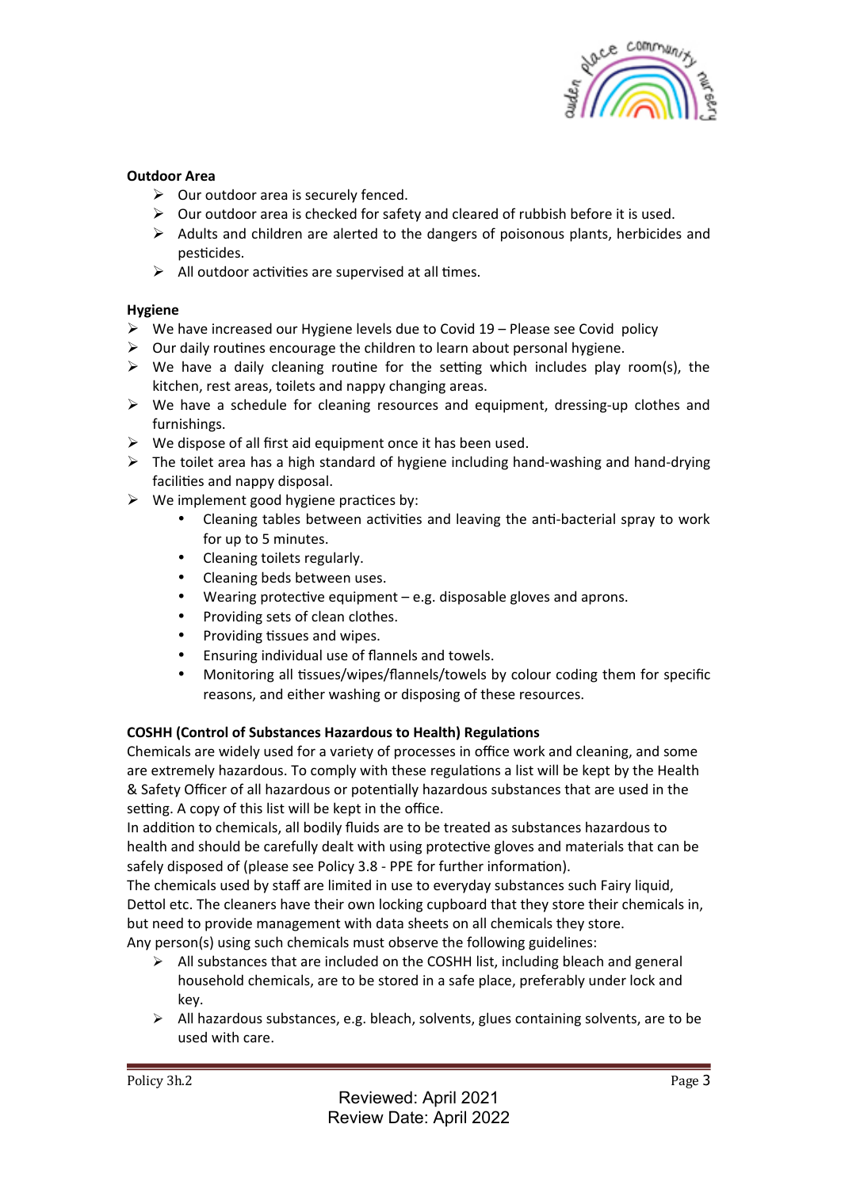**Outdoor Area**

- Our outdoor area is securely fenced.
- Our outdoor area is checked for safety and cleared of rubbish before it is used.
- Adults and children are alerted to the dangers of poisonous plants, herbicides and pesticides.
- All outdoor activities are supervised at all times.

**Hygiene**

- We have increased our Hygiene levels due to Covid 19 – Please see Covid policy
- Our daily routines encourage the children to learn about personal hygiene.
- We have a daily cleaning routine for the setting which includes play room(s), the kitchen, rest areas, toilets and nappy changing areas.
- We have a schedule for cleaning resources and equipment, dressing-up clothes and furnishings.
- We dispose of all first aid equipment once it has been used.
- The toilet area has a high standard of hygiene including hand-washing and hand-drying facilities and nappy disposal.
- We implement good hygiene practices by:
  - Cleaning tables between activities and leaving the anti-bacterial spray to work for up to 5 minutes.
  - Cleaning toilets regularly.
  - Cleaning beds between uses.
  - Wearing protective equipment – e.g. disposable gloves and aprons.
  - Providing sets of clean clothes.
  - Providing tissues and wipes.
  - Ensuring individual use of flannels and towels.
  - Monitoring all tissues/wipes/flannels/towels by colour coding them for specific reasons, and either washing or disposing of these resources.

**COSHH (Control of Substances Hazardous to Health) Regulations**

Chemicals are widely used for a variety of processes in office work and cleaning, and some are extremely hazardous. To comply with these regulations a list will be kept by the Health & Safety Officer of all hazardous or potentially hazardous substances that are used in the setting. A copy of this list will be kept in the office.

In addition to chemicals, all bodily fluids are to be treated as substances hazardous to health and should be carefully dealt with using protective gloves and materials that can be safely disposed of (please see Policy 3.8 - PPE for further information).

The chemicals used by staff are limited in use to everyday substances such Fairy liquid, Dettol etc. The cleaners have their own locking cupboard that they store their chemicals in, but need to provide management with data sheets on all chemicals they store.

Any person(s) using such chemicals must observe the following guidelines:

- All substances that are included on the COSHH list, including bleach and general household chemicals, are to be stored in a safe place, preferably under lock and key.
- All hazardous substances, e.g. bleach, solvents, glues containing solvents, are to be used with care.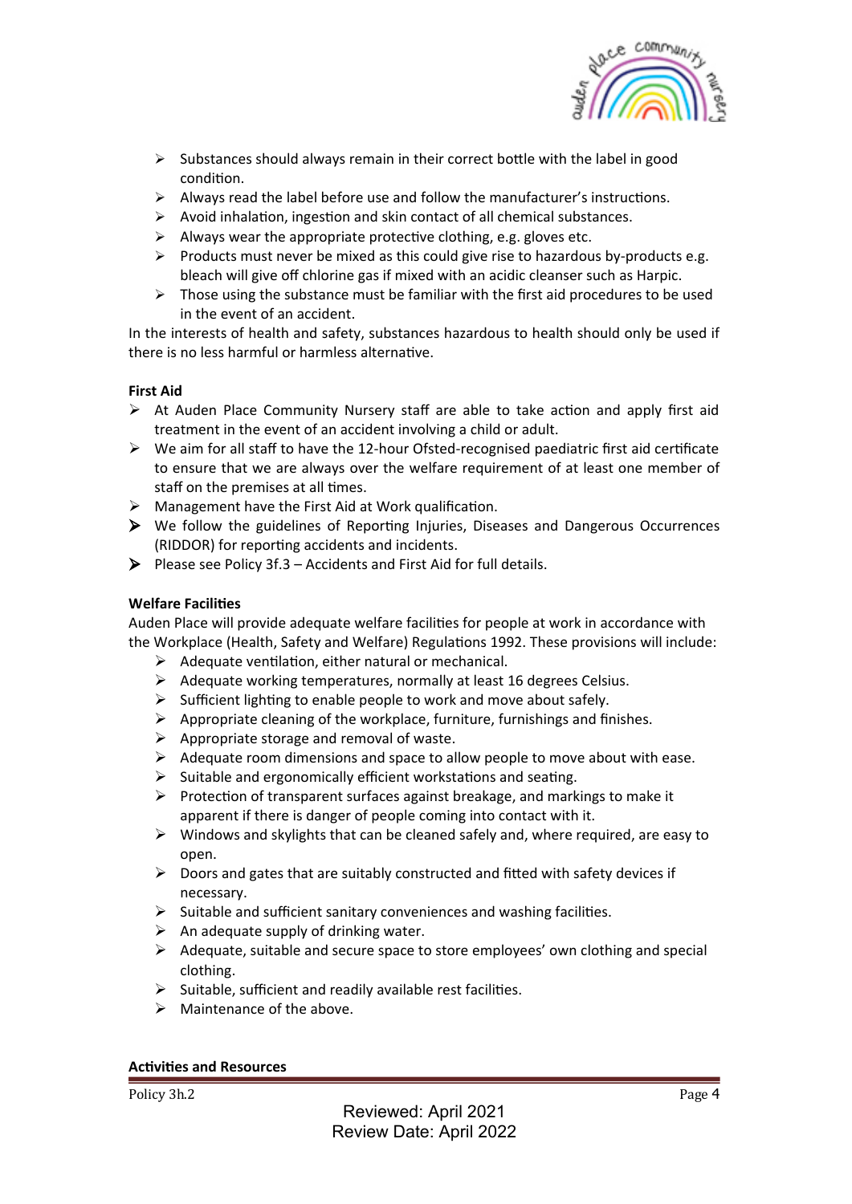- Substances should always remain in their correct bottle with the label in good condition.
- Always read the label before use and follow the manufacturer's instructions.
- Avoid inhalation, ingestion and skin contact of all chemical substances.
- Always wear the appropriate protective clothing, e.g. gloves etc.
- Products must never be mixed as this could give rise to hazardous by-products e.g. bleach will give off chlorine gas if mixed with an acidic cleanser such as Harpic.
- Those using the substance must be familiar with the first aid procedures to be used in the event of an accident.

In the interests of health and safety, substances hazardous to health should only be used if there is no less harmful or harmless alternative.

**First Aid**

- At Auden Place Community Nursery staff are able to take action and apply first aid treatment in the event of an accident involving a child or adult.
- We aim for all staff to have the 12-hour Ofsted-recognised paediatric first aid certificate to ensure that we are always over the welfare requirement of at least one member of staff on the premises at all times.
- Management have the First Aid at Work qualification.
- We follow the guidelines of Reporting Injuries, Diseases and Dangerous Occurrences (RIDDOR) for reporting accidents and incidents.
- Please see Policy 3f.3 – Accidents and First Aid for full details.

**Welfare Facilities**

Auden Place will provide adequate welfare facilities for people at work in accordance with the Workplace (Health, Safety and Welfare) Regulations 1992. These provisions will include:

- Adequate ventilation, either natural or mechanical.
- Adequate working temperatures, normally at least 16 degrees Celsius.
- Sufficient lighting to enable people to work and move about safely.
- Appropriate cleaning of the workplace, furniture, furnishings and finishes.
- Appropriate storage and removal of waste.
- Adequate room dimensions and space to allow people to move about with ease.
- Suitable and ergonomically efficient workstations and seating.
- Protection of transparent surfaces against breakage, and markings to make it apparent if there is danger of people coming into contact with it.
- Windows and skylights that can be cleaned safely and, where required, are easy to open.
- Doors and gates that are suitably constructed and fitted with safety devices if necessary.
- Suitable and sufficient sanitary conveniences and washing facilities.
- An adequate supply of drinking water.
- Adequate, suitable and secure space to store employees' own clothing and special clothing.
- Suitable, sufficient and readily available rest facilities.
- Maintenance of the above.

**Activities and Resources**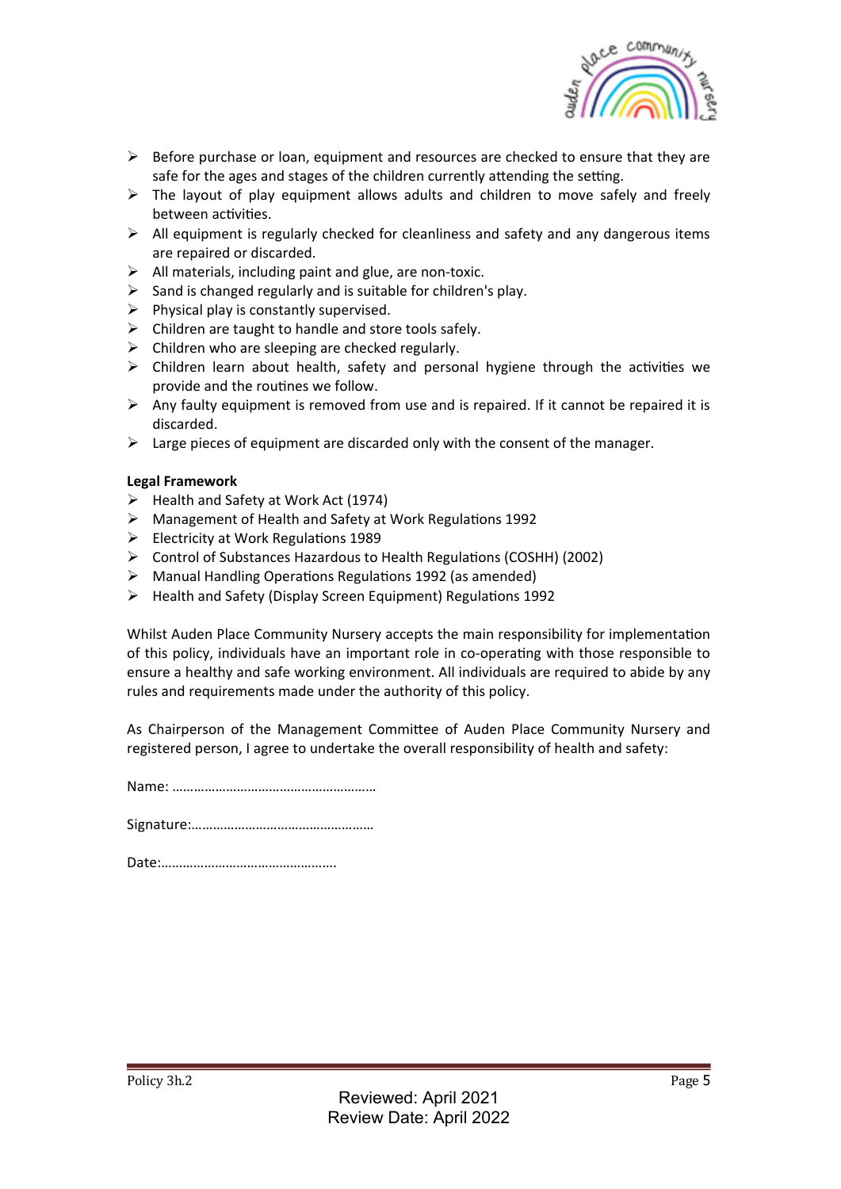- Before purchase or loan, equipment and resources are checked to ensure that they are safe for the ages and stages of the children currently attending the setting.
- The layout of play equipment allows adults and children to move safely and freely between activities.
- All equipment is regularly checked for cleanliness and safety and any dangerous items are repaired or discarded.
- All materials, including paint and glue, are non-toxic.
- Sand is changed regularly and is suitable for children's play.
- Physical play is constantly supervised.
- Children are taught to handle and store tools safely.
- Children who are sleeping are checked regularly.
- Children learn about health, safety and personal hygiene through the activities we provide and the routines we follow.
- Any faulty equipment is removed from use and is repaired. If it cannot be repaired it is discarded.
- Large pieces of equipment are discarded only with the consent of the manager.

**Legal Framework**

- Health and Safety at Work Act (1974)
- Management of Health and Safety at Work Regulations 1992
- Electricity at Work Regulations 1989
- Control of Substances Hazardous to Health Regulations (COSHH) (2002)
- Manual Handling Operations Regulations 1992 (as amended)
- Health and Safety (Display Screen Equipment) Regulations 1992

Whilst Auden Place Community Nursery accepts the main responsibility for implementation of this policy, individuals have an important role in co-operating with those responsible to ensure a healthy and safe working environment. All individuals are required to abide by any rules and requirements made under the authority of this policy.

As Chairperson of the Management Committee of Auden Place Community Nursery and registered person, I agree to undertake the overall responsibility of health and safety:

Name: …………………………………………………

Signature:……………………………………………

Date:………………………………………….

Policy 3h.2

Reviewed: April 2021
Review Date: April 2022